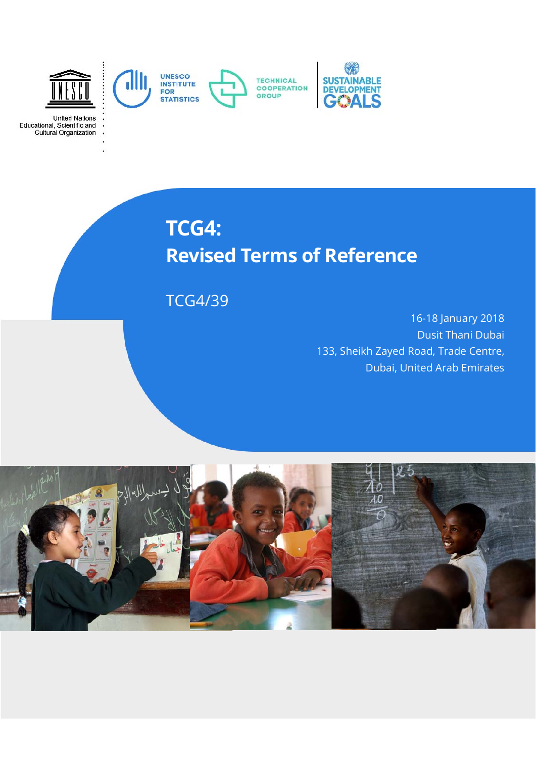United Nations Educational, Scientific and Cultural Organization

UNESCO INSTITUTE FOR STATISTICS

TECHNICAL COOPERATION GROUP

SUSTAINABLE DEVELOPMENT GOALS

# TCG4: Revised Terms of Reference

TCG4/39

16-18 January 2018
Dusit Thani Dubai
133, Sheikh Zayed Road, Trade Centre,
Dubai, United Arab Emirates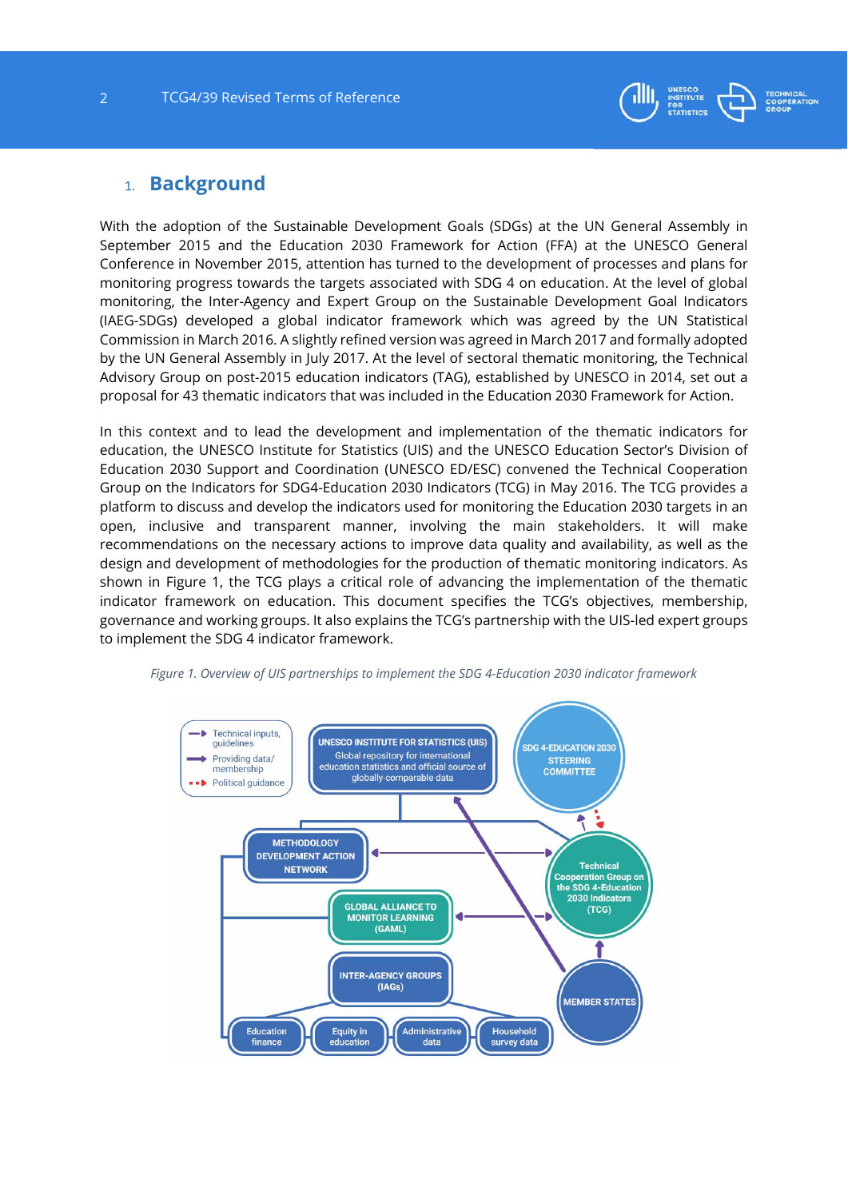## 1. Background

With the adoption of the Sustainable Development Goals (SDGs) at the UN General Assembly in September 2015 and the Education 2030 Framework for Action (FFA) at the UNESCO General Conference in November 2015, attention has turned to the development of processes and plans for monitoring progress towards the targets associated with SDG 4 on education. At the level of global monitoring, the Inter-Agency and Expert Group on the Sustainable Development Goal Indicators (IAEG-SDGs) developed a global indicator framework which was agreed by the UN Statistical Commission in March 2016. A slightly refined version was agreed in March 2017 and formally adopted by the UN General Assembly in July 2017. At the level of sectoral thematic monitoring, the Technical Advisory Group on post-2015 education indicators (TAG), established by UNESCO in 2014, set out a proposal for 43 thematic indicators that was included in the Education 2030 Framework for Action.

In this context and to lead the development and implementation of the thematic indicators for education, the UNESCO Institute for Statistics (UIS) and the UNESCO Education Sector's Division of Education 2030 Support and Coordination (UNESCO ED/ESC) convened the Technical Cooperation Group on the Indicators for SDG4-Education 2030 Indicators (TCG) in May 2016. The TCG provides a platform to discuss and develop the indicators used for monitoring the Education 2030 targets in an open, inclusive and transparent manner, involving the main stakeholders. It will make recommendations on the necessary actions to improve data quality and availability, as well as the design and development of methodologies for the production of thematic monitoring indicators. As shown in Figure 1, the TCG plays a critical role of advancing the implementation of the thematic indicator framework on education. This document specifies the TCG's objectives, membership, governance and working groups. It also explains the TCG's partnership with the UIS-led expert groups to implement the SDG 4 indicator framework.

*Figure 1. Overview of UIS partnerships to implement the SDG 4-Education 2030 indicator framework*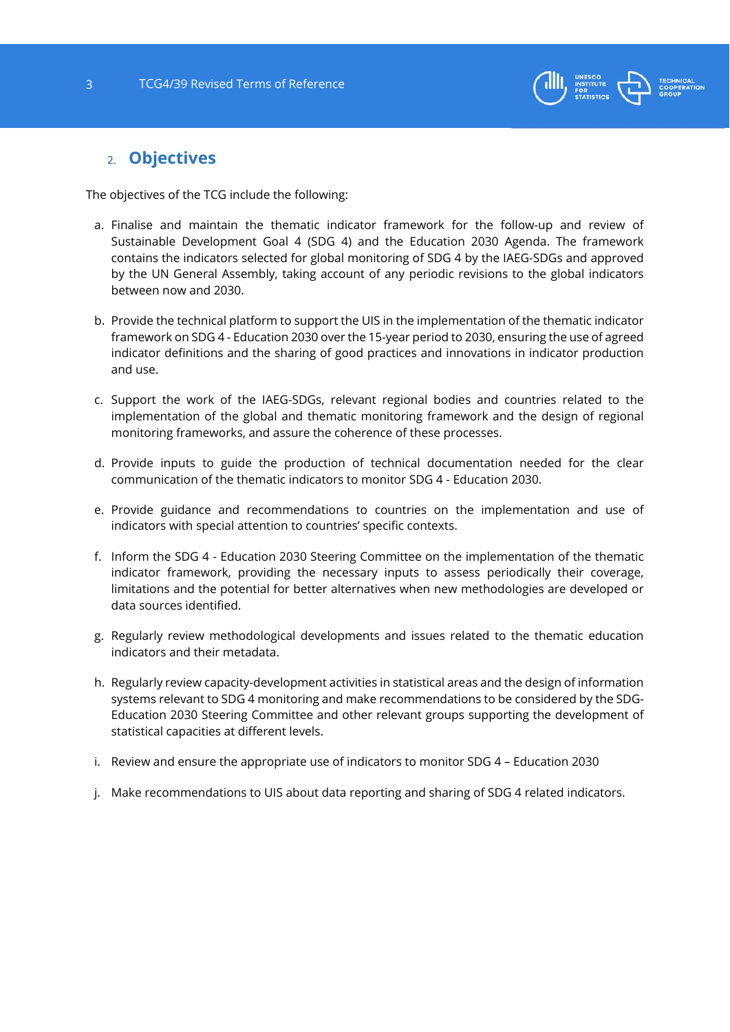## 2. Objectives

The objectives of the TCG include the following:

a. Finalise and maintain the thematic indicator framework for the follow-up and review of Sustainable Development Goal 4 (SDG 4) and the Education 2030 Agenda. The framework contains the indicators selected for global monitoring of SDG 4 by the IAEG-SDGs and approved by the UN General Assembly, taking account of any periodic revisions to the global indicators between now and 2030.

b. Provide the technical platform to support the UIS in the implementation of the thematic indicator framework on SDG 4 - Education 2030 over the 15-year period to 2030, ensuring the use of agreed indicator definitions and the sharing of good practices and innovations in indicator production and use.

c. Support the work of the IAEG-SDGs, relevant regional bodies and countries related to the implementation of the global and thematic monitoring framework and the design of regional monitoring frameworks, and assure the coherence of these processes.

d. Provide inputs to guide the production of technical documentation needed for the clear communication of the thematic indicators to monitor SDG 4 - Education 2030.

e. Provide guidance and recommendations to countries on the implementation and use of indicators with special attention to countries' specific contexts.

f. Inform the SDG 4 - Education 2030 Steering Committee on the implementation of the thematic indicator framework, providing the necessary inputs to assess periodically their coverage, limitations and the potential for better alternatives when new methodologies are developed or data sources identified.

g. Regularly review methodological developments and issues related to the thematic education indicators and their metadata.

h. Regularly review capacity-development activities in statistical areas and the design of information systems relevant to SDG 4 monitoring and make recommendations to be considered by the SDG-Education 2030 Steering Committee and other relevant groups supporting the development of statistical capacities at different levels.

i. Review and ensure the appropriate use of indicators to monitor SDG 4 – Education 2030

j. Make recommendations to UIS about data reporting and sharing of SDG 4 related indicators.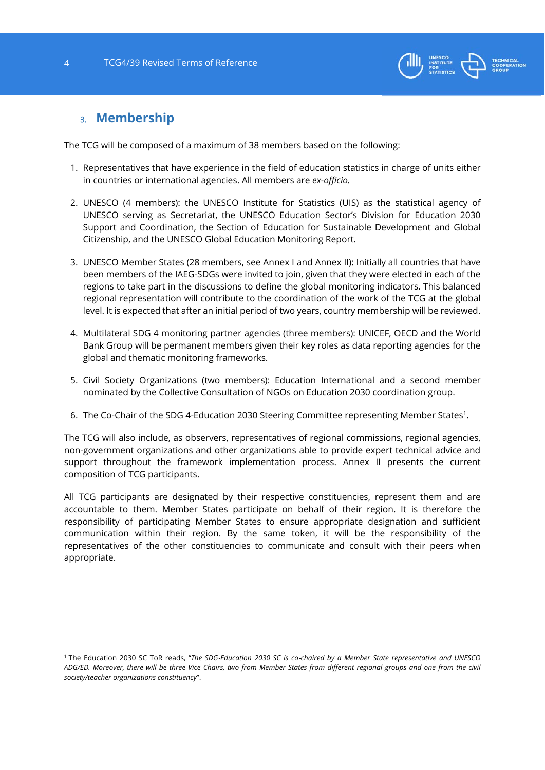## 3. Membership

The TCG will be composed of a maximum of 38 members based on the following:

1. Representatives that have experience in the field of education statistics in charge of units either in countries or international agencies. All members are *ex-officio.*

2. UNESCO (4 members): the UNESCO Institute for Statistics (UIS) as the statistical agency of UNESCO serving as Secretariat, the UNESCO Education Sector's Division for Education 2030 Support and Coordination, the Section of Education for Sustainable Development and Global Citizenship, and the UNESCO Global Education Monitoring Report.

3. UNESCO Member States (28 members, see Annex I and Annex II): Initially all countries that have been members of the IAEG-SDGs were invited to join, given that they were elected in each of the regions to take part in the discussions to define the global monitoring indicators. This balanced regional representation will contribute to the coordination of the work of the TCG at the global level. It is expected that after an initial period of two years, country membership will be reviewed.

4. Multilateral SDG 4 monitoring partner agencies (three members): UNICEF, OECD and the World Bank Group will be permanent members given their key roles as data reporting agencies for the global and thematic monitoring frameworks.

5. Civil Society Organizations (two members): Education International and a second member nominated by the Collective Consultation of NGOs on Education 2030 coordination group.

6. The Co-Chair of the SDG 4-Education 2030 Steering Committee representing Member States[1].

The TCG will also include, as observers, representatives of regional commissions, regional agencies, non-government organizations and other organizations able to provide expert technical advice and support throughout the framework implementation process. Annex II presents the current composition of TCG participants.

All TCG participants are designated by their respective constituencies, represent them and are accountable to them. Member States participate on behalf of their region. It is therefore the responsibility of participating Member States to ensure appropriate designation and sufficient communication within their region. By the same token, it will be the responsibility of the representatives of the other constituencies to communicate and consult with their peers when appropriate.

---

[1] The Education 2030 SC ToR reads, "*The SDG-Education 2030 SC is co-chaired by a Member State representative and UNESCO ADG/ED. Moreover, there will be three Vice Chairs, two from Member States from different regional groups and one from the civil society/teacher organizations constituency*".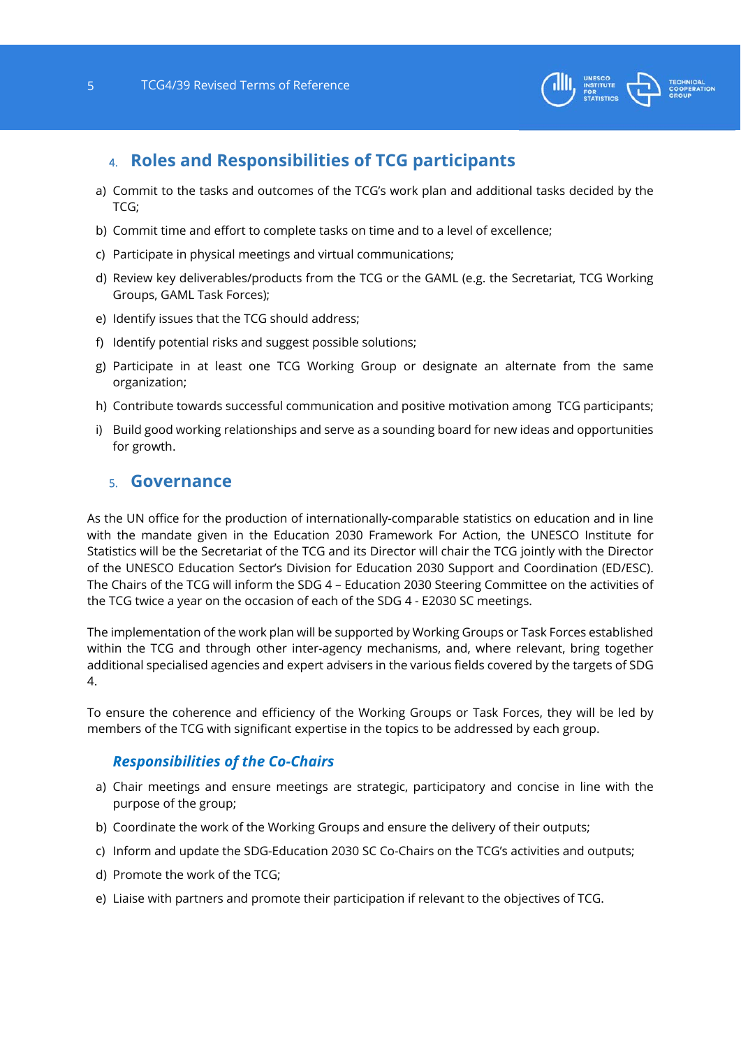## 4. Roles and Responsibilities of TCG participants

a) Commit to the tasks and outcomes of the TCG's work plan and additional tasks decided by the TCG;

b) Commit time and effort to complete tasks on time and to a level of excellence;

c) Participate in physical meetings and virtual communications;

d) Review key deliverables/products from the TCG or the GAML (e.g. the Secretariat, TCG Working Groups, GAML Task Forces);

e) Identify issues that the TCG should address;

f) Identify potential risks and suggest possible solutions;

g) Participate in at least one TCG Working Group or designate an alternate from the same organization;

h) Contribute towards successful communication and positive motivation among TCG participants;

i) Build good working relationships and serve as a sounding board for new ideas and opportunities for growth.

## 5. Governance

As the UN office for the production of internationally-comparable statistics on education and in line with the mandate given in the Education 2030 Framework For Action, the UNESCO Institute for Statistics will be the Secretariat of the TCG and its Director will chair the TCG jointly with the Director of the UNESCO Education Sector's Division for Education 2030 Support and Coordination (ED/ESC). The Chairs of the TCG will inform the SDG 4 – Education 2030 Steering Committee on the activities of the TCG twice a year on the occasion of each of the SDG 4 - E2030 SC meetings.

The implementation of the work plan will be supported by Working Groups or Task Forces established within the TCG and through other inter-agency mechanisms, and, where relevant, bring together additional specialised agencies and expert advisers in the various fields covered by the targets of SDG 4.

To ensure the coherence and efficiency of the Working Groups or Task Forces, they will be led by members of the TCG with significant expertise in the topics to be addressed by each group.

### *Responsibilities of the Co-Chairs*

a) Chair meetings and ensure meetings are strategic, participatory and concise in line with the purpose of the group;

b) Coordinate the work of the Working Groups and ensure the delivery of their outputs;

c) Inform and update the SDG-Education 2030 SC Co-Chairs on the TCG's activities and outputs;

d) Promote the work of the TCG;

e) Liaise with partners and promote their participation if relevant to the objectives of TCG.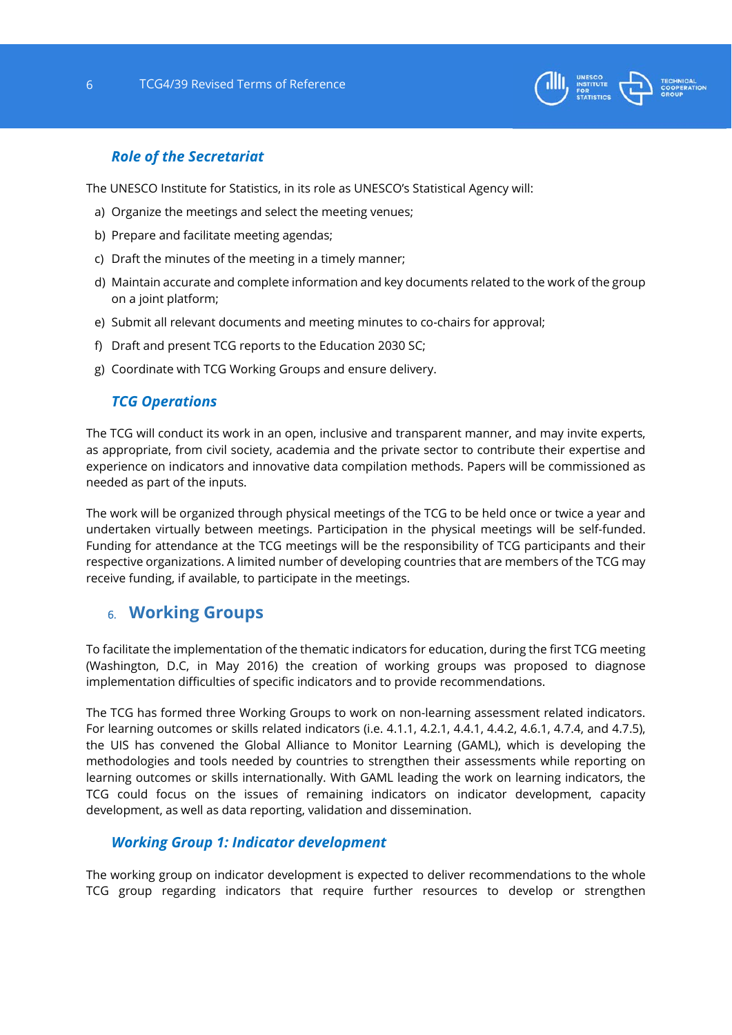### *Role of the Secretariat*

The UNESCO Institute for Statistics, in its role as UNESCO's Statistical Agency will:

a) Organize the meetings and select the meeting venues;

b) Prepare and facilitate meeting agendas;

c) Draft the minutes of the meeting in a timely manner;

d) Maintain accurate and complete information and key documents related to the work of the group on a joint platform;

e) Submit all relevant documents and meeting minutes to co-chairs for approval;

f) Draft and present TCG reports to the Education 2030 SC;

g) Coordinate with TCG Working Groups and ensure delivery.

### *TCG Operations*

The TCG will conduct its work in an open, inclusive and transparent manner, and may invite experts, as appropriate, from civil society, academia and the private sector to contribute their expertise and experience on indicators and innovative data compilation methods. Papers will be commissioned as needed as part of the inputs.

The work will be organized through physical meetings of the TCG to be held once or twice a year and undertaken virtually between meetings. Participation in the physical meetings will be self-funded. Funding for attendance at the TCG meetings will be the responsibility of TCG participants and their respective organizations. A limited number of developing countries that are members of the TCG may receive funding, if available, to participate in the meetings.

## 6. Working Groups

To facilitate the implementation of the thematic indicators for education, during the first TCG meeting (Washington, D.C, in May 2016) the creation of working groups was proposed to diagnose implementation difficulties of specific indicators and to provide recommendations.

The TCG has formed three Working Groups to work on non-learning assessment related indicators. For learning outcomes or skills related indicators (i.e. 4.1.1, 4.2.1, 4.4.1, 4.4.2, 4.6.1, 4.7.4, and 4.7.5), the UIS has convened the Global Alliance to Monitor Learning (GAML), which is developing the methodologies and tools needed by countries to strengthen their assessments while reporting on learning outcomes or skills internationally. With GAML leading the work on learning indicators, the TCG could focus on the issues of remaining indicators on indicator development, capacity development, as well as data reporting, validation and dissemination.

### *Working Group 1: Indicator development*

The working group on indicator development is expected to deliver recommendations to the whole TCG group regarding indicators that require further resources to develop or strengthen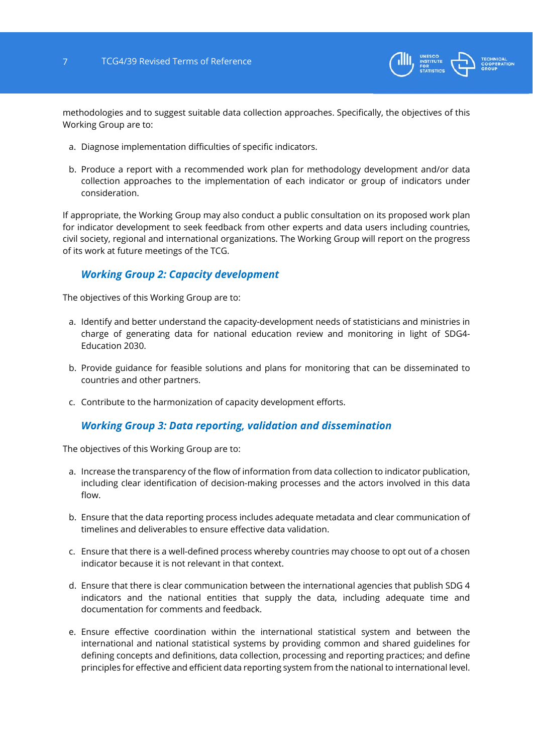methodologies and to suggest suitable data collection approaches. Specifically, the objectives of this Working Group are to:

a. Diagnose implementation difficulties of specific indicators.

b. Produce a report with a recommended work plan for methodology development and/or data collection approaches to the implementation of each indicator or group of indicators under consideration.

If appropriate, the Working Group may also conduct a public consultation on its proposed work plan for indicator development to seek feedback from other experts and data users including countries, civil society, regional and international organizations. The Working Group will report on the progress of its work at future meetings of the TCG.

### *Working Group 2: Capacity development*

The objectives of this Working Group are to:

a. Identify and better understand the capacity-development needs of statisticians and ministries in charge of generating data for national education review and monitoring in light of SDG4-Education 2030.

b. Provide guidance for feasible solutions and plans for monitoring that can be disseminated to countries and other partners.

c. Contribute to the harmonization of capacity development efforts.

### *Working Group 3: Data reporting, validation and dissemination*

The objectives of this Working Group are to:

a. Increase the transparency of the flow of information from data collection to indicator publication, including clear identification of decision-making processes and the actors involved in this data flow.

b. Ensure that the data reporting process includes adequate metadata and clear communication of timelines and deliverables to ensure effective data validation.

c. Ensure that there is a well-defined process whereby countries may choose to opt out of a chosen indicator because it is not relevant in that context.

d. Ensure that there is clear communication between the international agencies that publish SDG 4 indicators and the national entities that supply the data, including adequate time and documentation for comments and feedback.

e. Ensure effective coordination within the international statistical system and between the international and national statistical systems by providing common and shared guidelines for defining concepts and definitions, data collection, processing and reporting practices; and define principles for effective and efficient data reporting system from the national to international level.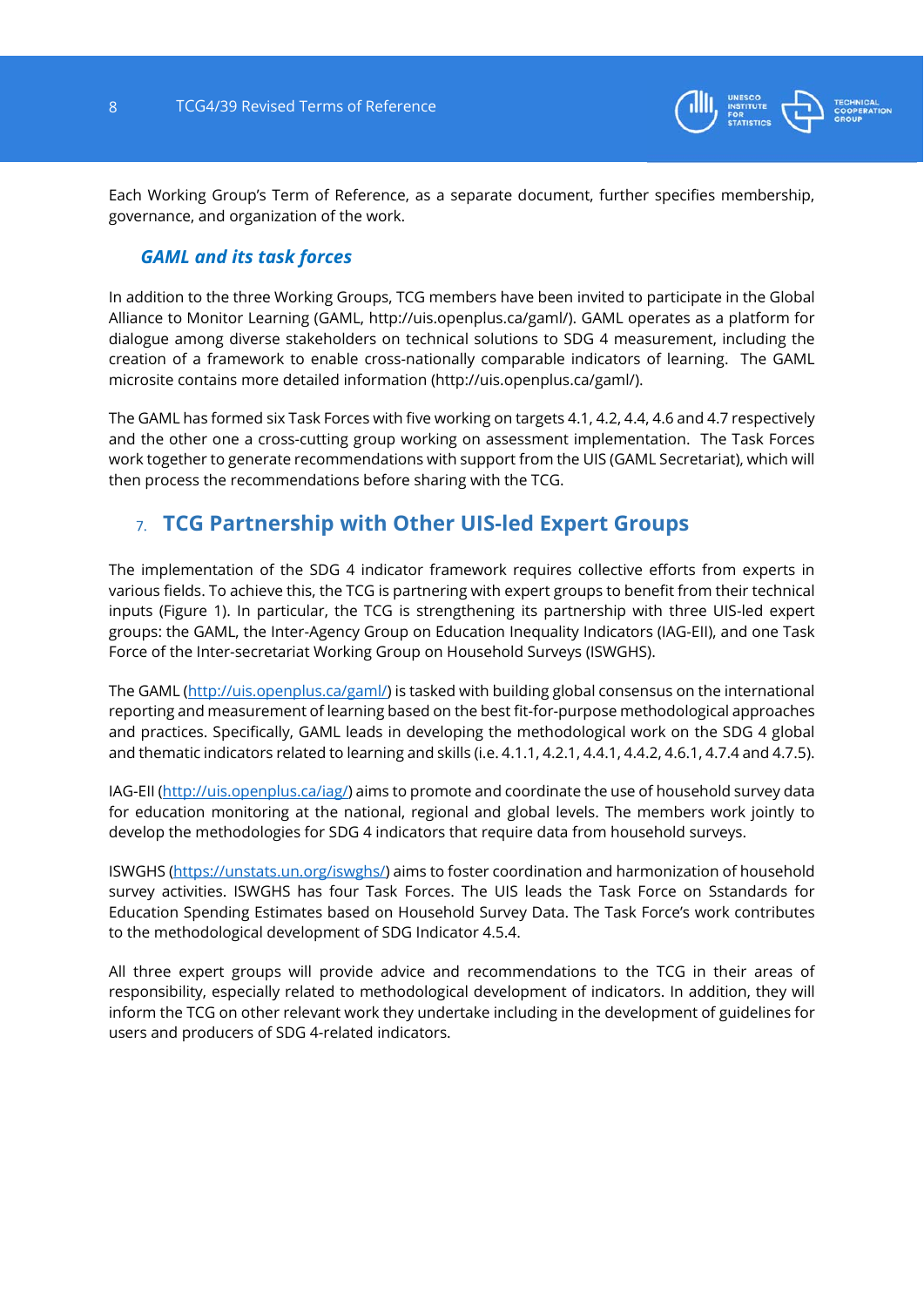Each Working Group's Term of Reference, as a separate document, further specifies membership, governance, and organization of the work.

### *GAML and its task forces*

In addition to the three Working Groups, TCG members have been invited to participate in the Global Alliance to Monitor Learning (GAML, http://uis.openplus.ca/gaml/). GAML operates as a platform for dialogue among diverse stakeholders on technical solutions to SDG 4 measurement, including the creation of a framework to enable cross-nationally comparable indicators of learning. The GAML microsite contains more detailed information (http://uis.openplus.ca/gaml/).

The GAML has formed six Task Forces with five working on targets 4.1, 4.2, 4.4, 4.6 and 4.7 respectively and the other one a cross-cutting group working on assessment implementation. The Task Forces work together to generate recommendations with support from the UIS (GAML Secretariat), which will then process the recommendations before sharing with the TCG.

## 7. TCG Partnership with Other UIS-led Expert Groups

The implementation of the SDG 4 indicator framework requires collective efforts from experts in various fields. To achieve this, the TCG is partnering with expert groups to benefit from their technical inputs (Figure 1). In particular, the TCG is strengthening its partnership with three UIS-led expert groups: the GAML, the Inter-Agency Group on Education Inequality Indicators (IAG-EII), and one Task Force of the Inter-secretariat Working Group on Household Surveys (ISWGHS).

The GAML (http://uis.openplus.ca/gaml/) is tasked with building global consensus on the international reporting and measurement of learning based on the best fit-for-purpose methodological approaches and practices. Specifically, GAML leads in developing the methodological work on the SDG 4 global and thematic indicators related to learning and skills (i.e. 4.1.1, 4.2.1, 4.4.1, 4.4.2, 4.6.1, 4.7.4 and 4.7.5).

IAG-EII (http://uis.openplus.ca/iag/) aims to promote and coordinate the use of household survey data for education monitoring at the national, regional and global levels. The members work jointly to develop the methodologies for SDG 4 indicators that require data from household surveys.

ISWGHS (https://unstats.un.org/iswghs/) aims to foster coordination and harmonization of household survey activities. ISWGHS has four Task Forces. The UIS leads the Task Force on Sstandards for Education Spending Estimates based on Household Survey Data. The Task Force's work contributes to the methodological development of SDG Indicator 4.5.4.

All three expert groups will provide advice and recommendations to the TCG in their areas of responsibility, especially related to methodological development of indicators. In addition, they will inform the TCG on other relevant work they undertake including in the development of guidelines for users and producers of SDG 4-related indicators.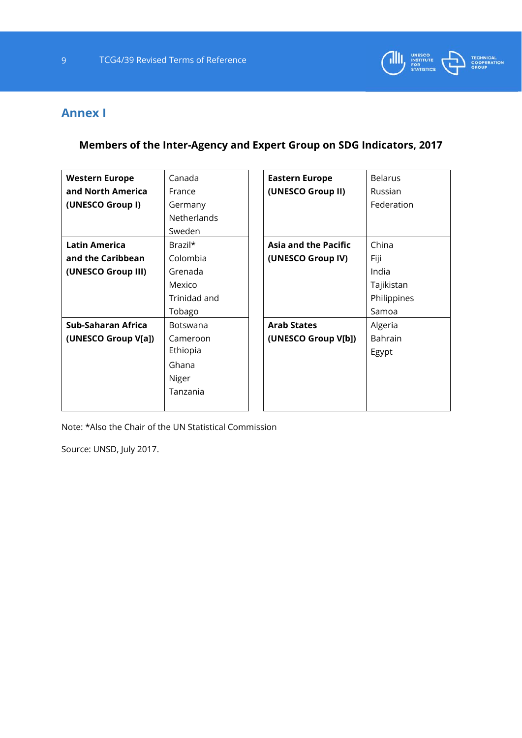# Annex I

**Members of the Inter-Agency and Expert Group on SDG Indicators, 2017**

| Region | Members | Region | Members |
|---|---|---|---|
| **Western Europe and North America (UNESCO Group I)** | Canada<br>France<br>Germany<br>Netherlands<br>Sweden | **Eastern Europe (UNESCO Group II)** | Belarus<br>Russian Federation |
| **Latin America and the Caribbean (UNESCO Group III)** | Brazil*<br>Colombia<br>Grenada<br>Mexico<br>Trinidad and Tobago | **Asia and the Pacific (UNESCO Group IV)** | China<br>Fiji<br>India<br>Tajikistan<br>Philippines<br>Samoa |
| **Sub-Saharan Africa (UNESCO Group V[a])** | Botswana<br>Cameroon<br>Ethiopia<br>Ghana<br>Niger<br>Tanzania | **Arab States (UNESCO Group V[b])** | Algeria<br>Bahrain<br>Egypt |

Note: *Also the Chair of the UN Statistical Commission

Source: UNSD, July 2017.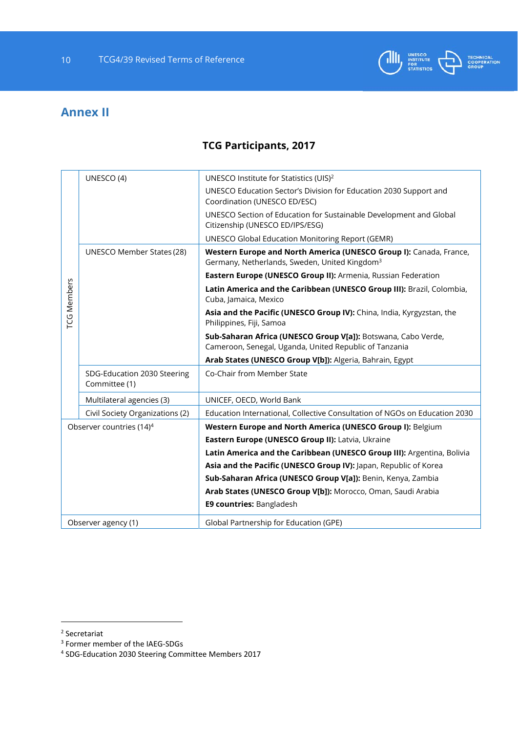## Annex II

### TCG Participants, 2017

| | | |
|---|---|---|
| TCG Members | UNESCO (4) | UNESCO Institute for Statistics (UIS)[2]<br>UNESCO Education Sector's Division for Education 2030 Support and Coordination (UNESCO ED/ESC)<br>UNESCO Section of Education for Sustainable Development and Global Citizenship (UNESCO ED/IPS/ESG)<br>UNESCO Global Education Monitoring Report (GEMR) |
| | UNESCO Member States (28) | **Western Europe and North America (UNESCO Group I):** Canada, France, Germany, Netherlands, Sweden, United Kingdom[3]<br>**Eastern Europe (UNESCO Group II):** Armenia, Russian Federation<br>**Latin America and the Caribbean (UNESCO Group III):** Brazil, Colombia, Cuba, Jamaica, Mexico<br>**Asia and the Pacific (UNESCO Group IV):** China, India, Kyrgyzstan, the Philippines, Fiji, Samoa<br>**Sub-Saharan Africa (UNESCO Group V[a]):** Botswana, Cabo Verde, Cameroon, Senegal, Uganda, United Republic of Tanzania<br>**Arab States (UNESCO Group V[b]):** Algeria, Bahrain, Egypt |
| | SDG-Education 2030 Steering Committee (1) | Co-Chair from Member State |
| | Multilateral agencies (3) | UNICEF, OECD, World Bank |
| | Civil Society Organizations (2) | Education International, Collective Consultation of NGOs on Education 2030 |
| Observer countries (14)[4] | | **Western Europe and North America (UNESCO Group I):** Belgium<br>**Eastern Europe (UNESCO Group II):** Latvia, Ukraine<br>**Latin America and the Caribbean (UNESCO Group III):** Argentina, Bolivia<br>**Asia and the Pacific (UNESCO Group IV):** Japan, Republic of Korea<br>**Sub-Saharan Africa (UNESCO Group V[a]):** Benin, Kenya, Zambia<br>**Arab States (UNESCO Group V[b]):** Morocco, Oman, Saudi Arabia<br>**E9 countries:** Bangladesh |
| Observer agency (1) | | Global Partnership for Education (GPE) |

[2] Secretariat
[3] Former member of the IAEG-SDGs
[4] SDG-Education 2030 Steering Committee Members 2017